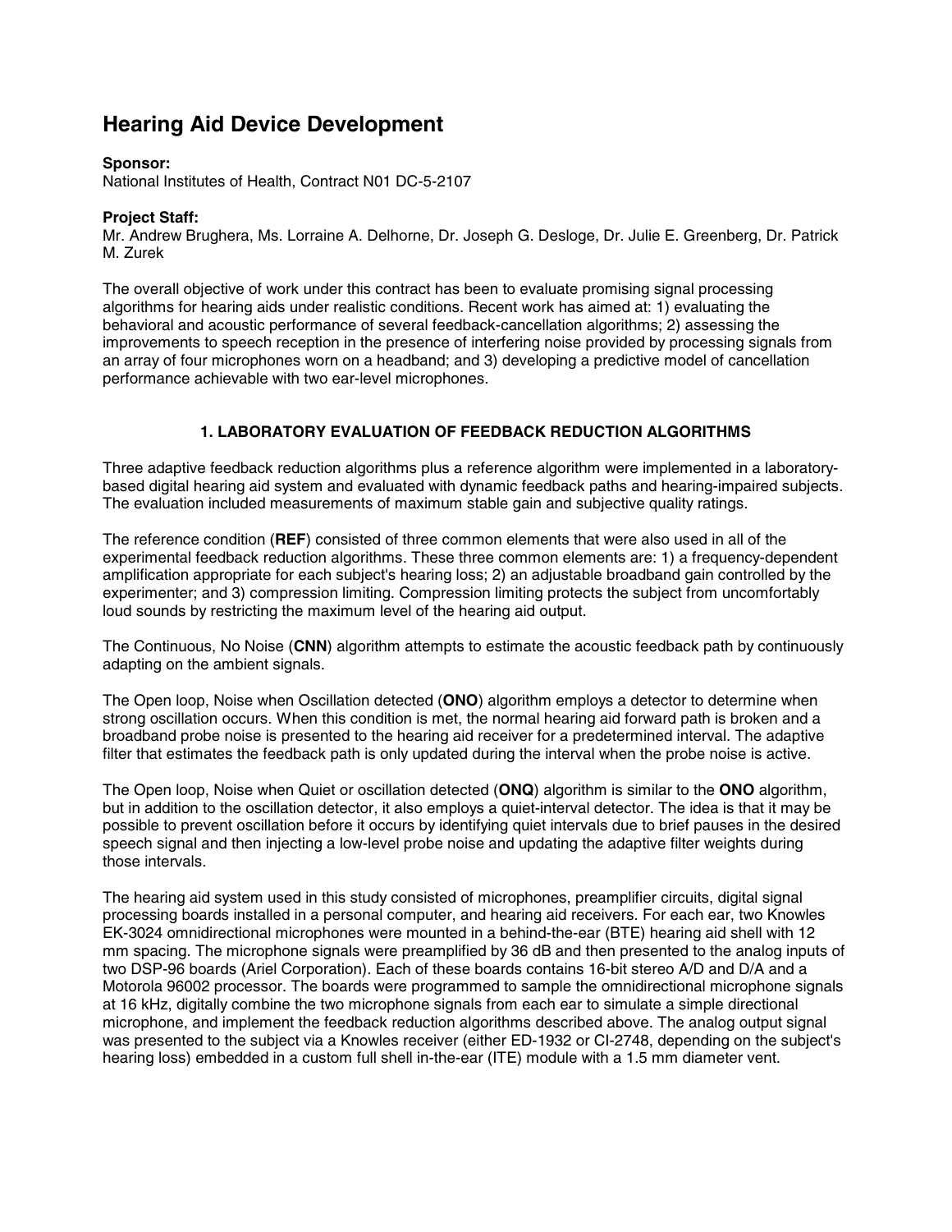# Hearing Aid Device Development

**Sponsor:**
National Institutes of Health, Contract N01 DC-5-2107

**Project Staff:**
Mr. Andrew Brughera, Ms. Lorraine A. Delhorne, Dr. Joseph G. Desloge, Dr. Julie E. Greenberg, Dr. Patrick M. Zurek

The overall objective of work under this contract has been to evaluate promising signal processing algorithms for hearing aids under realistic conditions. Recent work has aimed at: 1) evaluating the behavioral and acoustic performance of several feedback-cancellation algorithms; 2) assessing the improvements to speech reception in the presence of interfering noise provided by processing signals from an array of four microphones worn on a headband; and 3) developing a predictive model of cancellation performance achievable with two ear-level microphones.

## 1. LABORATORY EVALUATION OF FEEDBACK REDUCTION ALGORITHMS

Three adaptive feedback reduction algorithms plus a reference algorithm were implemented in a laboratory-based digital hearing aid system and evaluated with dynamic feedback paths and hearing-impaired subjects. The evaluation included measurements of maximum stable gain and subjective quality ratings.

The reference condition (**REF**) consisted of three common elements that were also used in all of the experimental feedback reduction algorithms. These three common elements are: 1) a frequency-dependent amplification appropriate for each subject's hearing loss; 2) an adjustable broadband gain controlled by the experimenter; and 3) compression limiting. Compression limiting protects the subject from uncomfortably loud sounds by restricting the maximum level of the hearing aid output.

The Continuous, No Noise (**CNN**) algorithm attempts to estimate the acoustic feedback path by continuously adapting on the ambient signals.

The Open loop, Noise when Oscillation detected (**ONO**) algorithm employs a detector to determine when strong oscillation occurs. When this condition is met, the normal hearing aid forward path is broken and a broadband probe noise is presented to the hearing aid receiver for a predetermined interval. The adaptive filter that estimates the feedback path is only updated during the interval when the probe noise is active.

The Open loop, Noise when Quiet or oscillation detected (**ONQ**) algorithm is similar to the **ONO** algorithm, but in addition to the oscillation detector, it also employs a quiet-interval detector. The idea is that it may be possible to prevent oscillation before it occurs by identifying quiet intervals due to brief pauses in the desired speech signal and then injecting a low-level probe noise and updating the adaptive filter weights during those intervals.

The hearing aid system used in this study consisted of microphones, preamplifier circuits, digital signal processing boards installed in a personal computer, and hearing aid receivers. For each ear, two Knowles EK-3024 omnidirectional microphones were mounted in a behind-the-ear (BTE) hearing aid shell with 12 mm spacing. The microphone signals were preamplified by 36 dB and then presented to the analog inputs of two DSP-96 boards (Ariel Corporation). Each of these boards contains 16-bit stereo A/D and D/A and a Motorola 96002 processor. The boards were programmed to sample the omnidirectional microphone signals at 16 kHz, digitally combine the two microphone signals from each ear to simulate a simple directional microphone, and implement the feedback reduction algorithms described above. The analog output signal was presented to the subject via a Knowles receiver (either ED-1932 or CI-2748, depending on the subject's hearing loss) embedded in a custom full shell in-the-ear (ITE) module with a 1.5 mm diameter vent.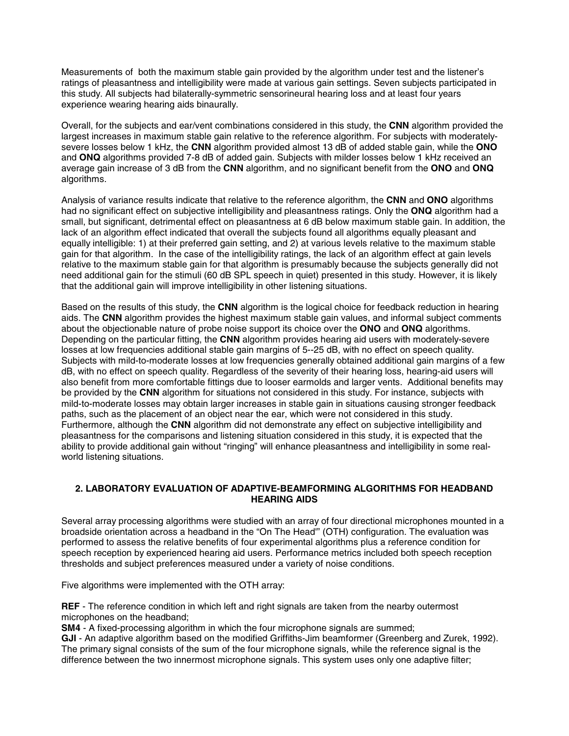Measurements of both the maximum stable gain provided by the algorithm under test and the listener's ratings of pleasantness and intelligibility were made at various gain settings. Seven subjects participated in this study. All subjects had bilaterally-symmetric sensorineural hearing loss and at least four years experience wearing hearing aids binaurally.

Overall, for the subjects and ear/vent combinations considered in this study, the **CNN** algorithm provided the largest increases in maximum stable gain relative to the reference algorithm. For subjects with moderately-severe losses below 1 kHz, the **CNN** algorithm provided almost 13 dB of added stable gain, while the **ONO** and **ONQ** algorithms provided 7-8 dB of added gain. Subjects with milder losses below 1 kHz received an average gain increase of 3 dB from the **CNN** algorithm, and no significant benefit from the **ONO** and **ONQ** algorithms.

Analysis of variance results indicate that relative to the reference algorithm, the **CNN** and **ONO** algorithms had no significant effect on subjective intelligibility and pleasantness ratings. Only the **ONQ** algorithm had a small, but significant, detrimental effect on pleasantness at 6 dB below maximum stable gain. In addition, the lack of an algorithm effect indicated that overall the subjects found all algorithms equally pleasant and equally intelligible: 1) at their preferred gain setting, and 2) at various levels relative to the maximum stable gain for that algorithm. In the case of the intelligibility ratings, the lack of an algorithm effect at gain levels relative to the maximum stable gain for that algorithm is presumably because the subjects generally did not need additional gain for the stimuli (60 dB SPL speech in quiet) presented in this study. However, it is likely that the additional gain will improve intelligibility in other listening situations.

Based on the results of this study, the **CNN** algorithm is the logical choice for feedback reduction in hearing aids. The **CNN** algorithm provides the highest maximum stable gain values, and informal subject comments about the objectionable nature of probe noise support its choice over the **ONO** and **ONQ** algorithms. Depending on the particular fitting, the **CNN** algorithm provides hearing aid users with moderately-severe losses at low frequencies additional stable gain margins of 5--25 dB, with no effect on speech quality. Subjects with mild-to-moderate losses at low frequencies generally obtained additional gain margins of a few dB, with no effect on speech quality. Regardless of the severity of their hearing loss, hearing-aid users will also benefit from more comfortable fittings due to looser earmolds and larger vents. Additional benefits may be provided by the **CNN** algorithm for situations not considered in this study. For instance, subjects with mild-to-moderate losses may obtain larger increases in stable gain in situations causing stronger feedback paths, such as the placement of an object near the ear, which were not considered in this study. Furthermore, although the **CNN** algorithm did not demonstrate any effect on subjective intelligibility and pleasantness for the comparisons and listening situation considered in this study, it is expected that the ability to provide additional gain without "ringing" will enhance pleasantness and intelligibility in some real-world listening situations.

## 2. LABORATORY EVALUATION OF ADAPTIVE-BEAMFORMING ALGORITHMS FOR HEADBAND HEARING AIDS

Several array processing algorithms were studied with an array of four directional microphones mounted in a broadside orientation across a headband in the "On The Head'" (OTH) configuration. The evaluation was performed to assess the relative benefits of four experimental algorithms plus a reference condition for speech reception by experienced hearing aid users. Performance metrics included both speech reception thresholds and subject preferences measured under a variety of noise conditions.

Five algorithms were implemented with the OTH array:

**REF** - The reference condition in which left and right signals are taken from the nearby outermost microphones on the headband;

**SM4** - A fixed-processing algorithm in which the four microphone signals are summed;

**GJI** - An adaptive algorithm based on the modified Griffiths-Jim beamformer (Greenberg and Zurek, 1992). The primary signal consists of the sum of the four microphone signals, while the reference signal is the difference between the two innermost microphone signals. This system uses only one adaptive filter;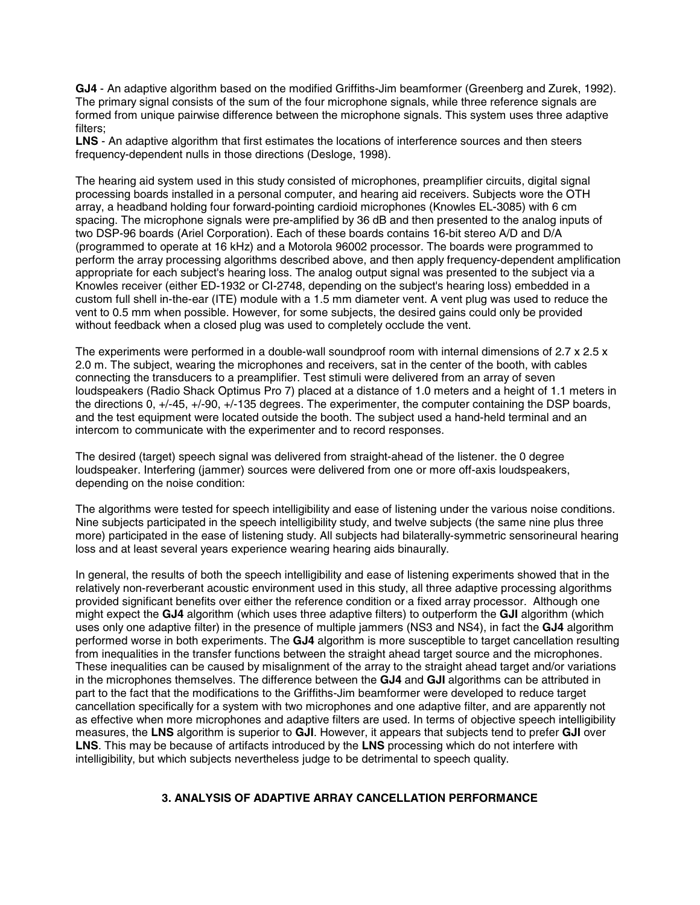**GJ4** - An adaptive algorithm based on the modified Griffiths-Jim beamformer (Greenberg and Zurek, 1992). The primary signal consists of the sum of the four microphone signals, while three reference signals are formed from unique pairwise difference between the microphone signals. This system uses three adaptive filters;

**LNS** - An adaptive algorithm that first estimates the locations of interference sources and then steers frequency-dependent nulls in those directions (Desloge, 1998).

The hearing aid system used in this study consisted of microphones, preamplifier circuits, digital signal processing boards installed in a personal computer, and hearing aid receivers. Subjects wore the OTH array, a headband holding four forward-pointing cardioid microphones (Knowles EL-3085) with 6 cm spacing. The microphone signals were pre-amplified by 36 dB and then presented to the analog inputs of two DSP-96 boards (Ariel Corporation). Each of these boards contains 16-bit stereo A/D and D/A (programmed to operate at 16 kHz) and a Motorola 96002 processor. The boards were programmed to perform the array processing algorithms described above, and then apply frequency-dependent amplification appropriate for each subject's hearing loss. The analog output signal was presented to the subject via a Knowles receiver (either ED-1932 or CI-2748, depending on the subject's hearing loss) embedded in a custom full shell in-the-ear (ITE) module with a 1.5 mm diameter vent. A vent plug was used to reduce the vent to 0.5 mm when possible. However, for some subjects, the desired gains could only be provided without feedback when a closed plug was used to completely occlude the vent.

The experiments were performed in a double-wall soundproof room with internal dimensions of 2.7 x 2.5 x 2.0 m. The subject, wearing the microphones and receivers, sat in the center of the booth, with cables connecting the transducers to a preamplifier. Test stimuli were delivered from an array of seven loudspeakers (Radio Shack Optimus Pro 7) placed at a distance of 1.0 meters and a height of 1.1 meters in the directions 0, +/-45, +/-90, +/-135 degrees. The experimenter, the computer containing the DSP boards, and the test equipment were located outside the booth. The subject used a hand-held terminal and an intercom to communicate with the experimenter and to record responses.

The desired (target) speech signal was delivered from straight-ahead of the listener. the 0 degree loudspeaker. Interfering (jammer) sources were delivered from one or more off-axis loudspeakers, depending on the noise condition:

The algorithms were tested for speech intelligibility and ease of listening under the various noise conditions. Nine subjects participated in the speech intelligibility study, and twelve subjects (the same nine plus three more) participated in the ease of listening study. All subjects had bilaterally-symmetric sensorineural hearing loss and at least several years experience wearing hearing aids binaurally.

In general, the results of both the speech intelligibility and ease of listening experiments showed that in the relatively non-reverberant acoustic environment used in this study, all three adaptive processing algorithms provided significant benefits over either the reference condition or a fixed array processor. Although one might expect the **GJ4** algorithm (which uses three adaptive filters) to outperform the **GJI** algorithm (which uses only one adaptive filter) in the presence of multiple jammers (NS3 and NS4), in fact the **GJ4** algorithm performed worse in both experiments. The **GJ4** algorithm is more susceptible to target cancellation resulting from inequalities in the transfer functions between the straight ahead target source and the microphones. These inequalities can be caused by misalignment of the array to the straight ahead target and/or variations in the microphones themselves. The difference between the **GJ4** and **GJI** algorithms can be attributed in part to the fact that the modifications to the Griffiths-Jim beamformer were developed to reduce target cancellation specifically for a system with two microphones and one adaptive filter, and are apparently not as effective when more microphones and adaptive filters are used. In terms of objective speech intelligibility measures, the **LNS** algorithm is superior to **GJI**. However, it appears that subjects tend to prefer **GJI** over **LNS**. This may be because of artifacts introduced by the **LNS** processing which do not interfere with intelligibility, but which subjects nevertheless judge to be detrimental to speech quality.

## 3. ANALYSIS OF ADAPTIVE ARRAY CANCELLATION PERFORMANCE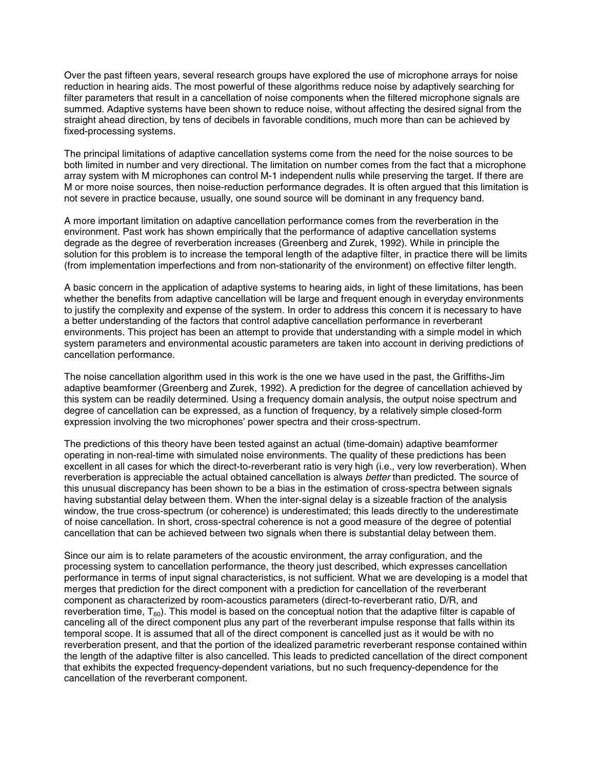Over the past fifteen years, several research groups have explored the use of microphone arrays for noise reduction in hearing aids. The most powerful of these algorithms reduce noise by adaptively searching for filter parameters that result in a cancellation of noise components when the filtered microphone signals are summed. Adaptive systems have been shown to reduce noise, without affecting the desired signal from the straight ahead direction, by tens of decibels in favorable conditions, much more than can be achieved by fixed-processing systems.

The principal limitations of adaptive cancellation systems come from the need for the noise sources to be both limited in number and very directional. The limitation on number comes from the fact that a microphone array system with M microphones can control M-1 independent nulls while preserving the target. If there are M or more noise sources, then noise-reduction performance degrades. It is often argued that this limitation is not severe in practice because, usually, one sound source will be dominant in any frequency band.

A more important limitation on adaptive cancellation performance comes from the reverberation in the environment. Past work has shown empirically that the performance of adaptive cancellation systems degrade as the degree of reverberation increases (Greenberg and Zurek, 1992). While in principle the solution for this problem is to increase the temporal length of the adaptive filter, in practice there will be limits (from implementation imperfections and from non-stationarity of the environment) on effective filter length.

A basic concern in the application of adaptive systems to hearing aids, in light of these limitations, has been whether the benefits from adaptive cancellation will be large and frequent enough in everyday environments to justify the complexity and expense of the system. In order to address this concern it is necessary to have a better understanding of the factors that control adaptive cancellation performance in reverberant environments. This project has been an attempt to provide that understanding with a simple model in which system parameters and environmental acoustic parameters are taken into account in deriving predictions of cancellation performance.

The noise cancellation algorithm used in this work is the one we have used in the past, the Griffiths-Jim adaptive beamformer (Greenberg and Zurek, 1992). A prediction for the degree of cancellation achieved by this system can be readily determined. Using a frequency domain analysis, the output noise spectrum and degree of cancellation can be expressed, as a function of frequency, by a relatively simple closed-form expression involving the two microphones' power spectra and their cross-spectrum.

The predictions of this theory have been tested against an actual (time-domain) adaptive beamformer operating in non-real-time with simulated noise environments. The quality of these predictions has been excellent in all cases for which the direct-to-reverberant ratio is very high (i.e., very low reverberation). When reverberation is appreciable the actual obtained cancellation is always *better* than predicted. The source of this unusual discrepancy has been shown to be a bias in the estimation of cross-spectra between signals having substantial delay between them. When the inter-signal delay is a sizeable fraction of the analysis window, the true cross-spectrum (or coherence) is underestimated; this leads directly to the underestimate of noise cancellation. In short, cross-spectral coherence is not a good measure of the degree of potential cancellation that can be achieved between two signals when there is substantial delay between them.

Since our aim is to relate parameters of the acoustic environment, the array configuration, and the processing system to cancellation performance, the theory just described, which expresses cancellation performance in terms of input signal characteristics, is not sufficient. What we are developing is a model that merges that prediction for the direct component with a prediction for cancellation of the reverberant component as characterized by room-acoustics parameters (direct-to-reverberant ratio, D/R, and reverberation time, $T_{60}$). This model is based on the conceptual notion that the adaptive filter is capable of canceling all of the direct component plus any part of the reverberant impulse response that falls within its temporal scope. It is assumed that all of the direct component is cancelled just as it would be with no reverberation present, and that the portion of the idealized parametric reverberant response contained within the length of the adaptive filter is also cancelled. This leads to predicted cancellation of the direct component that exhibits the expected frequency-dependent variations, but no such frequency-dependence for the cancellation of the reverberant component.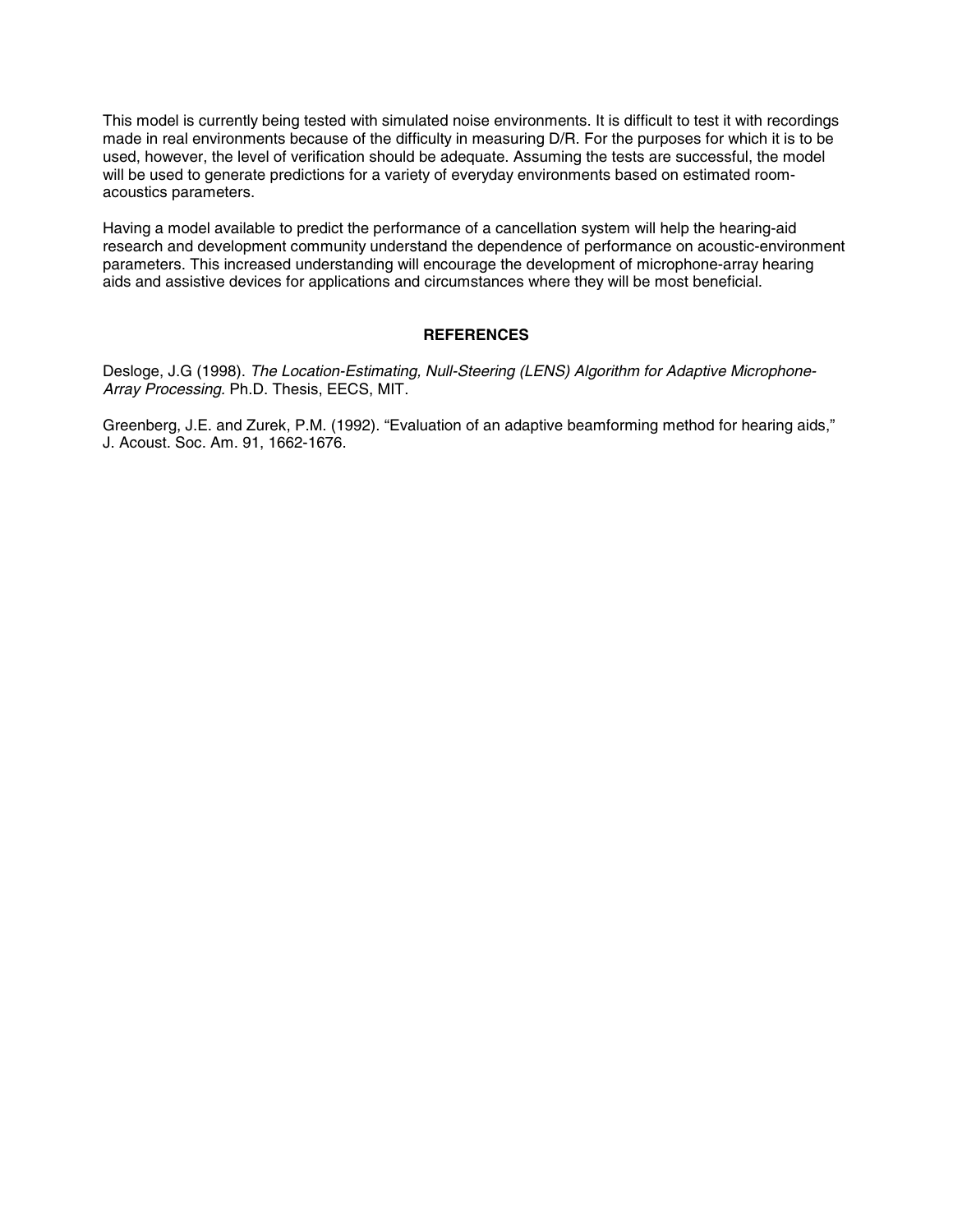This model is currently being tested with simulated noise environments. It is difficult to test it with recordings made in real environments because of the difficulty in measuring D/R. For the purposes for which it is to be used, however, the level of verification should be adequate. Assuming the tests are successful, the model will be used to generate predictions for a variety of everyday environments based on estimated room-acoustics parameters.

Having a model available to predict the performance of a cancellation system will help the hearing-aid research and development community understand the dependence of performance on acoustic-environment parameters. This increased understanding will encourage the development of microphone-array hearing aids and assistive devices for applications and circumstances where they will be most beneficial.

## REFERENCES

Desloge, J.G (1998). *The Location-Estimating, Null-Steering (LENS) Algorithm for Adaptive Microphone-Array Processing.* Ph.D. Thesis, EECS, MIT.

Greenberg, J.E. and Zurek, P.M. (1992). "Evaluation of an adaptive beamforming method for hearing aids," J. Acoust. Soc. Am. 91, 1662-1676.